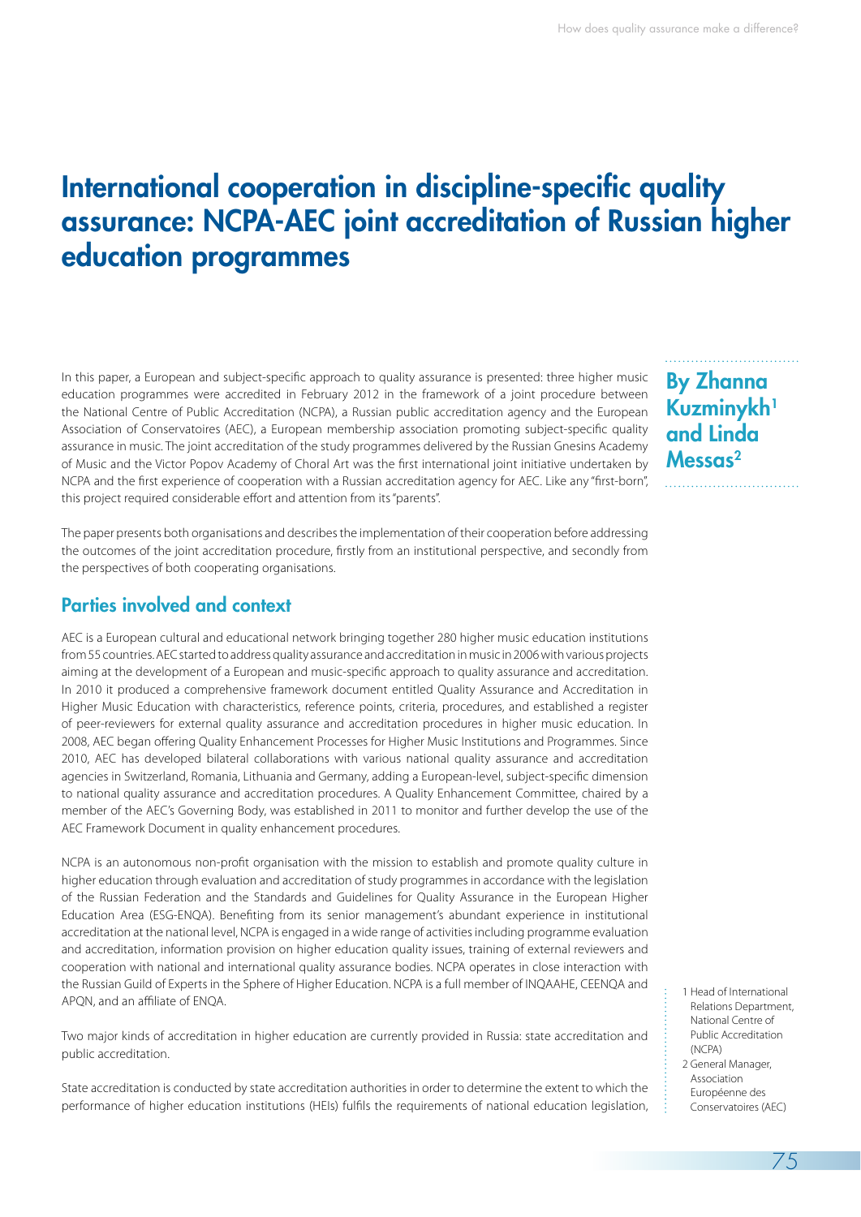# International cooperation in discipline-specific quality assurance: NCPA-AEC joint accreditation of Russian higher education programmes

**By Zhanna Kuzminykh[1] and Linda Messas[2]**

In this paper, a European and subject-specific approach to quality assurance is presented: three higher music education programmes were accredited in February 2012 in the framework of a joint procedure between the National Centre of Public Accreditation (NCPA), a Russian public accreditation agency and the European Association of Conservatoires (AEC), a European membership association promoting subject-specific quality assurance in music. The joint accreditation of the study programmes delivered by the Russian Gnesins Academy of Music and the Victor Popov Academy of Choral Art was the first international joint initiative undertaken by NCPA and the first experience of cooperation with a Russian accreditation agency for AEC. Like any "first-born", this project required considerable effort and attention from its "parents".

The paper presents both organisations and describes the implementation of their cooperation before addressing the outcomes of the joint accreditation procedure, firstly from an institutional perspective, and secondly from the perspectives of both cooperating organisations.

## Parties involved and context

AEC is a European cultural and educational network bringing together 280 higher music education institutions from 55 countries. AEC started to address quality assurance and accreditation in music in 2006 with various projects aiming at the development of a European and music-specific approach to quality assurance and accreditation. In 2010 it produced a comprehensive framework document entitled Quality Assurance and Accreditation in Higher Music Education with characteristics, reference points, criteria, procedures, and established a register of peer-reviewers for external quality assurance and accreditation procedures in higher music education. In 2008, AEC began offering Quality Enhancement Processes for Higher Music Institutions and Programmes. Since 2010, AEC has developed bilateral collaborations with various national quality assurance and accreditation agencies in Switzerland, Romania, Lithuania and Germany, adding a European-level, subject-specific dimension to national quality assurance and accreditation procedures. A Quality Enhancement Committee, chaired by a member of the AEC's Governing Body, was established in 2011 to monitor and further develop the use of the AEC Framework Document in quality enhancement procedures.

NCPA is an autonomous non-profit organisation with the mission to establish and promote quality culture in higher education through evaluation and accreditation of study programmes in accordance with the legislation of the Russian Federation and the Standards and Guidelines for Quality Assurance in the European Higher Education Area (ESG-ENQA). Benefiting from its senior management's abundant experience in institutional accreditation at the national level, NCPA is engaged in a wide range of activities including programme evaluation and accreditation, information provision on higher education quality issues, training of external reviewers and cooperation with national and international quality assurance bodies. NCPA operates in close interaction with the Russian Guild of Experts in the Sphere of Higher Education. NCPA is a full member of INQAAHE, CEENQA and APQN, and an affiliate of ENQA.

Two major kinds of accreditation in higher education are currently provided in Russia: state accreditation and public accreditation.

State accreditation is conducted by state accreditation authorities in order to determine the extent to which the performance of higher education institutions (HEIs) fulfils the requirements of national education legislation,

[1] Head of International Relations Department, National Centre of Public Accreditation (NCPA)

[2] General Manager, Association Européenne des Conservatoires (AEC)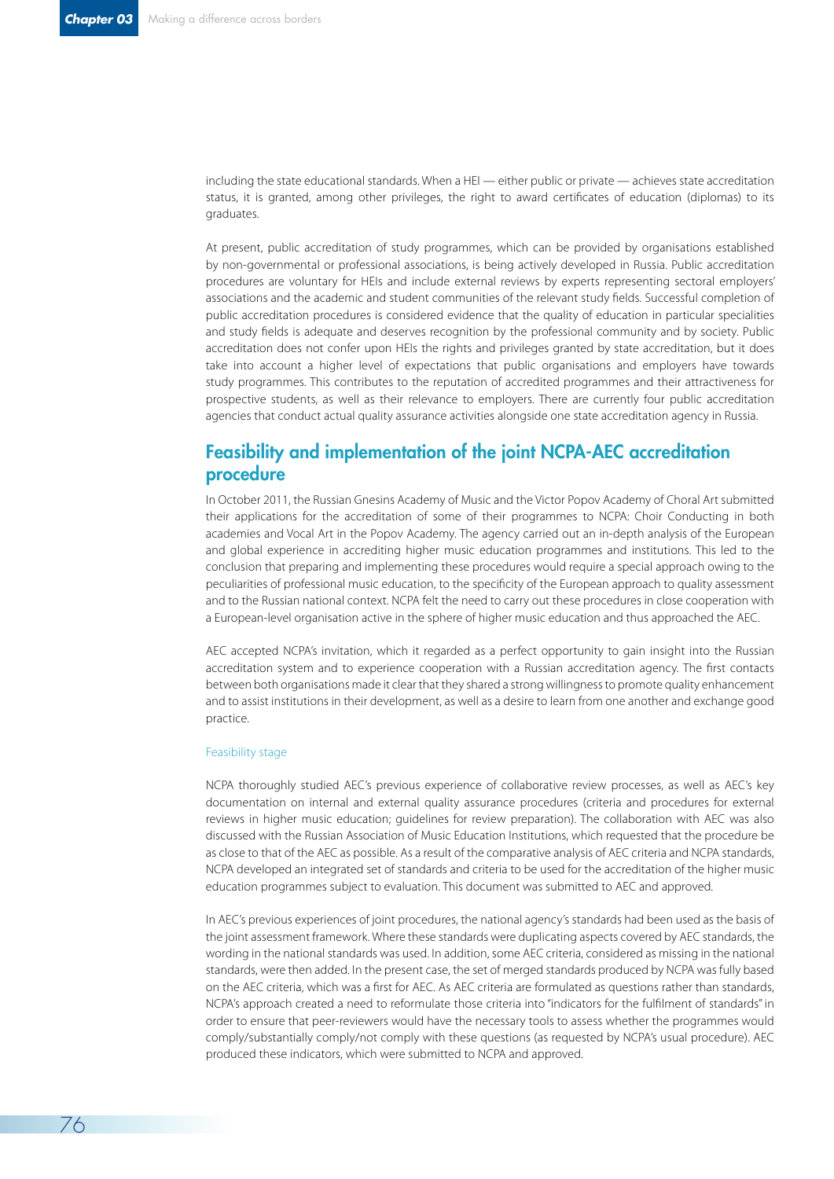including the state educational standards. When a HEI — either public or private — achieves state accreditation status, it is granted, among other privileges, the right to award certificates of education (diplomas) to its graduates.

At present, public accreditation of study programmes, which can be provided by organisations established by non-governmental or professional associations, is being actively developed in Russia. Public accreditation procedures are voluntary for HEIs and include external reviews by experts representing sectoral employers' associations and the academic and student communities of the relevant study fields. Successful completion of public accreditation procedures is considered evidence that the quality of education in particular specialities and study fields is adequate and deserves recognition by the professional community and by society. Public accreditation does not confer upon HEIs the rights and privileges granted by state accreditation, but it does take into account a higher level of expectations that public organisations and employers have towards study programmes. This contributes to the reputation of accredited programmes and their attractiveness for prospective students, as well as their relevance to employers. There are currently four public accreditation agencies that conduct actual quality assurance activities alongside one state accreditation agency in Russia.

## Feasibility and implementation of the joint NCPA-AEC accreditation procedure

In October 2011, the Russian Gnesins Academy of Music and the Victor Popov Academy of Choral Art submitted their applications for the accreditation of some of their programmes to NCPA: Choir Conducting in both academies and Vocal Art in the Popov Academy. The agency carried out an in-depth analysis of the European and global experience in accrediting higher music education programmes and institutions. This led to the conclusion that preparing and implementing these procedures would require a special approach owing to the peculiarities of professional music education, to the specificity of the European approach to quality assessment and to the Russian national context. NCPA felt the need to carry out these procedures in close cooperation with a European-level organisation active in the sphere of higher music education and thus approached the AEC.

AEC accepted NCPA's invitation, which it regarded as a perfect opportunity to gain insight into the Russian accreditation system and to experience cooperation with a Russian accreditation agency. The first contacts between both organisations made it clear that they shared a strong willingness to promote quality enhancement and to assist institutions in their development, as well as a desire to learn from one another and exchange good practice.

### Feasibility stage

NCPA thoroughly studied AEC's previous experience of collaborative review processes, as well as AEC's key documentation on internal and external quality assurance procedures (criteria and procedures for external reviews in higher music education; guidelines for review preparation). The collaboration with AEC was also discussed with the Russian Association of Music Education Institutions, which requested that the procedure be as close to that of the AEC as possible. As a result of the comparative analysis of AEC criteria and NCPA standards, NCPA developed an integrated set of standards and criteria to be used for the accreditation of the higher music education programmes subject to evaluation. This document was submitted to AEC and approved.

In AEC's previous experiences of joint procedures, the national agency's standards had been used as the basis of the joint assessment framework. Where these standards were duplicating aspects covered by AEC standards, the wording in the national standards was used. In addition, some AEC criteria, considered as missing in the national standards, were then added. In the present case, the set of merged standards produced by NCPA was fully based on the AEC criteria, which was a first for AEC. As AEC criteria are formulated as questions rather than standards, NCPA's approach created a need to reformulate those criteria into "indicators for the fulfilment of standards" in order to ensure that peer-reviewers would have the necessary tools to assess whether the programmes would comply/substantially comply/not comply with these questions (as requested by NCPA's usual procedure). AEC produced these indicators, which were submitted to NCPA and approved.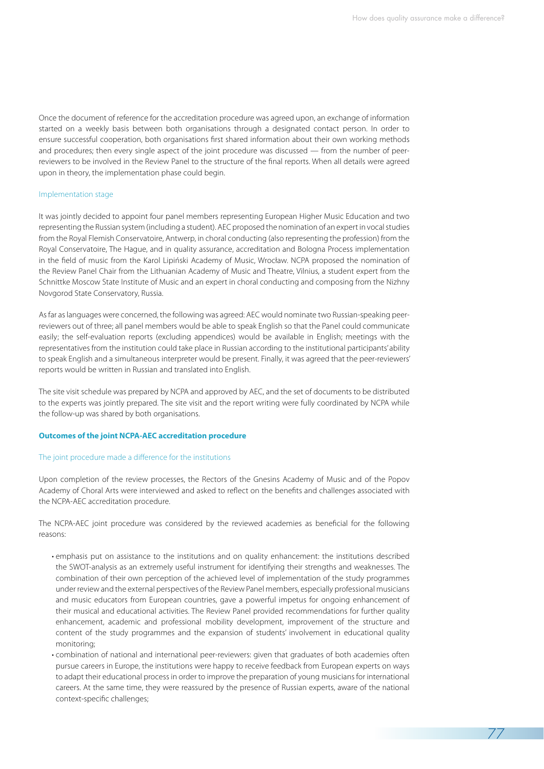Once the document of reference for the accreditation procedure was agreed upon, an exchange of information started on a weekly basis between both organisations through a designated contact person. In order to ensure successful cooperation, both organisations first shared information about their own working methods and procedures; then every single aspect of the joint procedure was discussed — from the number of peer-reviewers to be involved in the Review Panel to the structure of the final reports. When all details were agreed upon in theory, the implementation phase could begin.

### Implementation stage

It was jointly decided to appoint four panel members representing European Higher Music Education and two representing the Russian system (including a student). AEC proposed the nomination of an expert in vocal studies from the Royal Flemish Conservatoire, Antwerp, in choral conducting (also representing the profession) from the Royal Conservatoire, The Hague, and in quality assurance, accreditation and Bologna Process implementation in the field of music from the Karol Lipiński Academy of Music, Wrocław. NCPA proposed the nomination of the Review Panel Chair from the Lithuanian Academy of Music and Theatre, Vilnius, a student expert from the Schnittke Moscow State Institute of Music and an expert in choral conducting and composing from the Nizhny Novgorod State Conservatory, Russia.

As far as languages were concerned, the following was agreed: AEC would nominate two Russian-speaking peer-reviewers out of three; all panel members would be able to speak English so that the Panel could communicate easily; the self-evaluation reports (excluding appendices) would be available in English; meetings with the representatives from the institution could take place in Russian according to the institutional participants' ability to speak English and a simultaneous interpreter would be present. Finally, it was agreed that the peer-reviewers' reports would be written in Russian and translated into English.

The site visit schedule was prepared by NCPA and approved by AEC, and the set of documents to be distributed to the experts was jointly prepared. The site visit and the report writing were fully coordinated by NCPA while the follow-up was shared by both organisations.

## Outcomes of the joint NCPA-AEC accreditation procedure

### The joint procedure made a difference for the institutions

Upon completion of the review processes, the Rectors of the Gnesins Academy of Music and of the Popov Academy of Choral Arts were interviewed and asked to reflect on the benefits and challenges associated with the NCPA-AEC accreditation procedure.

The NCPA-AEC joint procedure was considered by the reviewed academies as beneficial for the following reasons:

- emphasis put on assistance to the institutions and on quality enhancement: the institutions described the SWOT-analysis as an extremely useful instrument for identifying their strengths and weaknesses. The combination of their own perception of the achieved level of implementation of the study programmes under review and the external perspectives of the Review Panel members, especially professional musicians and music educators from European countries, gave a powerful impetus for ongoing enhancement of their musical and educational activities. The Review Panel provided recommendations for further quality enhancement, academic and professional mobility development, improvement of the structure and content of the study programmes and the expansion of students' involvement in educational quality monitoring;
- combination of national and international peer-reviewers: given that graduates of both academies often pursue careers in Europe, the institutions were happy to receive feedback from European experts on ways to adapt their educational process in order to improve the preparation of young musicians for international careers. At the same time, they were reassured by the presence of Russian experts, aware of the national context-specific challenges;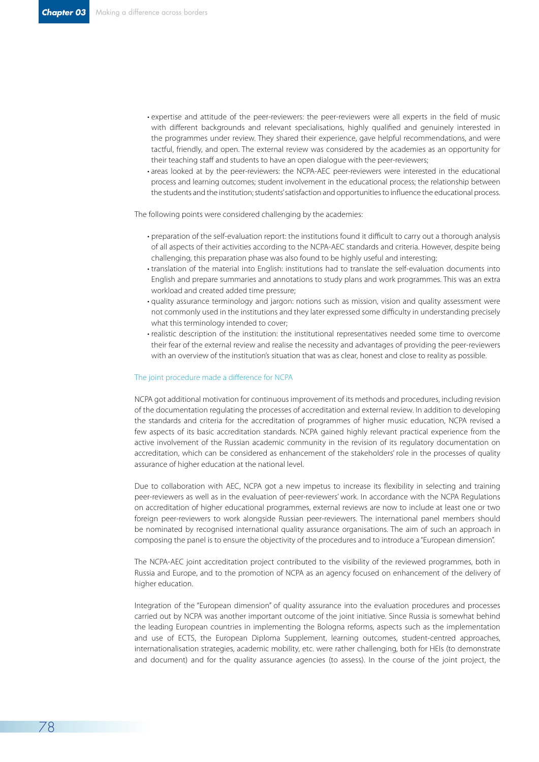- expertise and attitude of the peer-reviewers: the peer-reviewers were all experts in the field of music with different backgrounds and relevant specialisations, highly qualified and genuinely interested in the programmes under review. They shared their experience, gave helpful recommendations, and were tactful, friendly, and open. The external review was considered by the academies as an opportunity for their teaching staff and students to have an open dialogue with the peer-reviewers;
- areas looked at by the peer-reviewers: the NCPA-AEC peer-reviewers were interested in the educational process and learning outcomes; student involvement in the educational process; the relationship between the students and the institution; students' satisfaction and opportunities to influence the educational process.

The following points were considered challenging by the academies:

- preparation of the self-evaluation report: the institutions found it difficult to carry out a thorough analysis of all aspects of their activities according to the NCPA-AEC standards and criteria. However, despite being challenging, this preparation phase was also found to be highly useful and interesting;
- translation of the material into English: institutions had to translate the self-evaluation documents into English and prepare summaries and annotations to study plans and work programmes. This was an extra workload and created added time pressure;
- quality assurance terminology and jargon: notions such as mission, vision and quality assessment were not commonly used in the institutions and they later expressed some difficulty in understanding precisely what this terminology intended to cover;
- realistic description of the institution: the institutional representatives needed some time to overcome their fear of the external review and realise the necessity and advantages of providing the peer-reviewers with an overview of the institution's situation that was as clear, honest and close to reality as possible.

### The joint procedure made a difference for NCPA

NCPA got additional motivation for continuous improvement of its methods and procedures, including revision of the documentation regulating the processes of accreditation and external review. In addition to developing the standards and criteria for the accreditation of programmes of higher music education, NCPA revised a few aspects of its basic accreditation standards. NCPA gained highly relevant practical experience from the active involvement of the Russian academic community in the revision of its regulatory documentation on accreditation, which can be considered as enhancement of the stakeholders' role in the processes of quality assurance of higher education at the national level.

Due to collaboration with AEC, NCPA got a new impetus to increase its flexibility in selecting and training peer-reviewers as well as in the evaluation of peer-reviewers' work. In accordance with the NCPA Regulations on accreditation of higher educational programmes, external reviews are now to include at least one or two foreign peer-reviewers to work alongside Russian peer-reviewers. The international panel members should be nominated by recognised international quality assurance organisations. The aim of such an approach in composing the panel is to ensure the objectivity of the procedures and to introduce a "European dimension".

The NCPA-AEC joint accreditation project contributed to the visibility of the reviewed programmes, both in Russia and Europe, and to the promotion of NCPA as an agency focused on enhancement of the delivery of higher education.

Integration of the "European dimension" of quality assurance into the evaluation procedures and processes carried out by NCPA was another important outcome of the joint initiative. Since Russia is somewhat behind the leading European countries in implementing the Bologna reforms, aspects such as the implementation and use of ECTS, the European Diploma Supplement, learning outcomes, student-centred approaches, internationalisation strategies, academic mobility, etc. were rather challenging, both for HEIs (to demonstrate and document) and for the quality assurance agencies (to assess). In the course of the joint project, the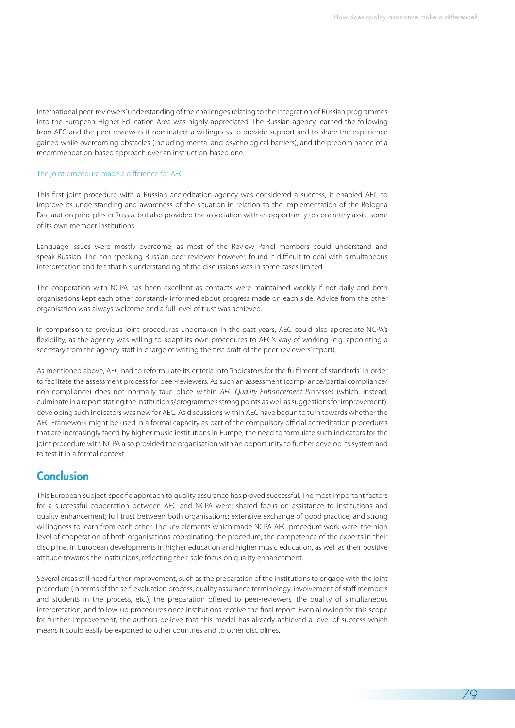international peer-reviewers' understanding of the challenges relating to the integration of Russian programmes into the European Higher Education Area was highly appreciated. The Russian agency learned the following from AEC and the peer-reviewers it nominated: a willingness to provide support and to share the experience gained while overcoming obstacles (including mental and psychological barriers), and the predominance of a recommendation-based approach over an instruction-based one.

### The joint procedure made a difference for AEC

This first joint procedure with a Russian accreditation agency was considered a success; it enabled AEC to improve its understanding and awareness of the situation in relation to the implementation of the Bologna Declaration principles in Russia, but also provided the association with an opportunity to concretely assist some of its own member institutions.

Language issues were mostly overcome, as most of the Review Panel members could understand and speak Russian. The non-speaking Russian peer-reviewer however, found it difficult to deal with simultaneous interpretation and felt that his understanding of the discussions was in some cases limited.

The cooperation with NCPA has been excellent as contacts were maintained weekly if not daily and both organisations kept each other constantly informed about progress made on each side. Advice from the other organisation was always welcome and a full level of trust was achieved.

In comparison to previous joint procedures undertaken in the past years, AEC could also appreciate NCPA's flexibility, as the agency was willing to adapt its own procedures to AEC's way of working (e.g. appointing a secretary from the agency staff in charge of writing the first draft of the peer-reviewers' report).

As mentioned above, AEC had to reformulate its criteria into "indicators for the fulfilment of standards" in order to facilitate the assessment process for peer-reviewers. As such an assessment (compliance/partial compliance/non-compliance) does not normally take place within *AEC Quality Enhancement Processes* (which, instead, culminate in a report stating the institution's/programme's strong points as well as suggestions for improvement), developing such indicators was new for AEC. As discussions within AEC have begun to turn towards whether the AEC Framework might be used in a formal capacity as part of the compulsory official accreditation procedures that are increasingly faced by higher music institutions in Europe, the need to formulate such indicators for the joint procedure with NCPA also provided the organisation with an opportunity to further develop its system and to test it in a formal context.

## Conclusion

This European subject-specific approach to quality assurance has proved successful. The most important factors for a successful cooperation between AEC and NCPA were: shared focus on assistance to institutions and quality enhancement; full trust between both organisations; extensive exchange of good practice; and strong willingness to learn from each other. The key elements which made NCPA-AEC procedure work were: the high level of cooperation of both organisations coordinating the procedure; the competence of the experts in their discipline, in European developments in higher education and higher music education, as well as their positive attitude towards the institutions, reflecting their sole focus on quality enhancement.

Several areas still need further improvement, such as the preparation of the institutions to engage with the joint procedure (in terms of the self-evaluation process, quality assurance terminology, involvement of staff members and students in the process, etc.), the preparation offered to peer-reviewers, the quality of simultaneous interpretation, and follow-up procedures once institutions receive the final report. Even allowing for this scope for further improvement, the authors believe that this model has already achieved a level of success which means it could easily be exported to other countries and to other disciplines.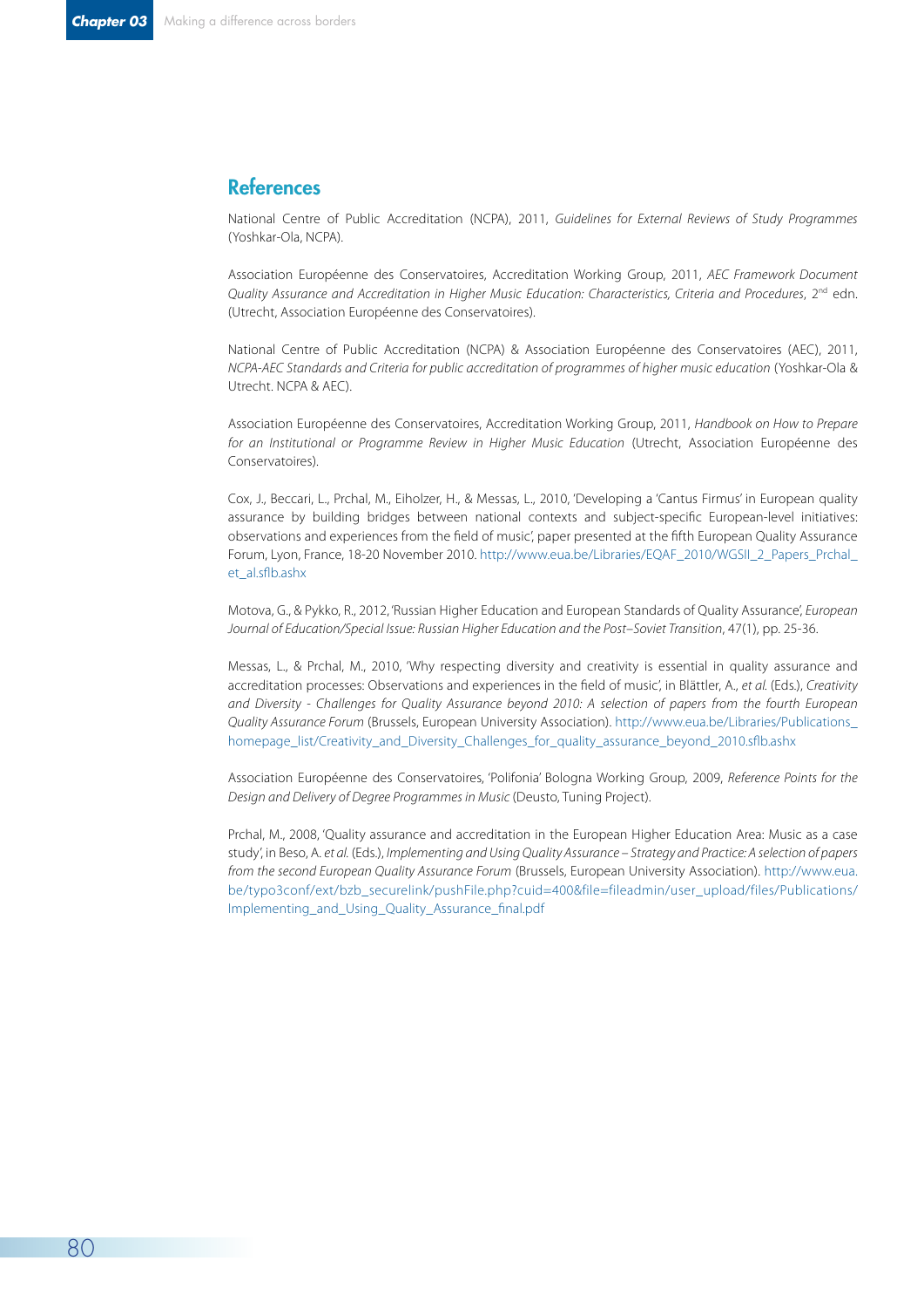## References

National Centre of Public Accreditation (NCPA), 2011, *Guidelines for External Reviews of Study Programmes* (Yoshkar-Ola, NCPA).

Association Européenne des Conservatoires, Accreditation Working Group, 2011, *AEC Framework Document Quality Assurance and Accreditation in Higher Music Education: Characteristics, Criteria and Procedures*, 2nd edn. (Utrecht, Association Européenne des Conservatoires).

National Centre of Public Accreditation (NCPA) & Association Européenne des Conservatoires (AEC), 2011, *NCPA-AEC Standards and Criteria for public accreditation of programmes of higher music education* (Yoshkar-Ola & Utrecht. NCPA & AEC).

Association Européenne des Conservatoires, Accreditation Working Group, 2011, *Handbook on How to Prepare for an Institutional or Programme Review in Higher Music Education* (Utrecht, Association Européenne des Conservatoires).

Cox, J., Beccari, L., Prchal, M., Eiholzer, H., & Messas, L., 2010, 'Developing a 'Cantus Firmus' in European quality assurance by building bridges between national contexts and subject-specific European-level initiatives: observations and experiences from the field of music', paper presented at the fifth European Quality Assurance Forum, Lyon, France, 18-20 November 2010. http://www.eua.be/Libraries/EQAF_2010/WGSII_2_Papers_Prchal_et_al.sflb.ashx

Motova, G., & Pykko, R., 2012, 'Russian Higher Education and European Standards of Quality Assurance', *European Journal of Education/Special Issue: Russian Higher Education and the Post–Soviet Transition*, 47(1), pp. 25-36.

Messas, L., & Prchal, M., 2010, 'Why respecting diversity and creativity is essential in quality assurance and accreditation processes: Observations and experiences in the field of music', in Blättler, A., *et al.* (Eds.), *Creativity and Diversity - Challenges for Quality Assurance beyond 2010: A selection of papers from the fourth European Quality Assurance Forum* (Brussels, European University Association). http://www.eua.be/Libraries/Publications_homepage_list/Creativity_and_Diversity_Challenges_for_quality_assurance_beyond_2010.sflb.ashx

Association Européenne des Conservatoires, 'Polifonia' Bologna Working Group, 2009, *Reference Points for the Design and Delivery of Degree Programmes in Music* (Deusto, Tuning Project).

Prchal, M., 2008, 'Quality assurance and accreditation in the European Higher Education Area: Music as a case study', in Beso, A. *et al.* (Eds.), *Implementing and Using Quality Assurance – Strategy and Practice: A selection of papers from the second European Quality Assurance Forum* (Brussels, European University Association). http://www.eua.be/typo3conf/ext/bzb_securelink/pushFile.php?cuid=400&file=fileadmin/user_upload/files/Publications/Implementing_and_Using_Quality_Assurance_final.pdf